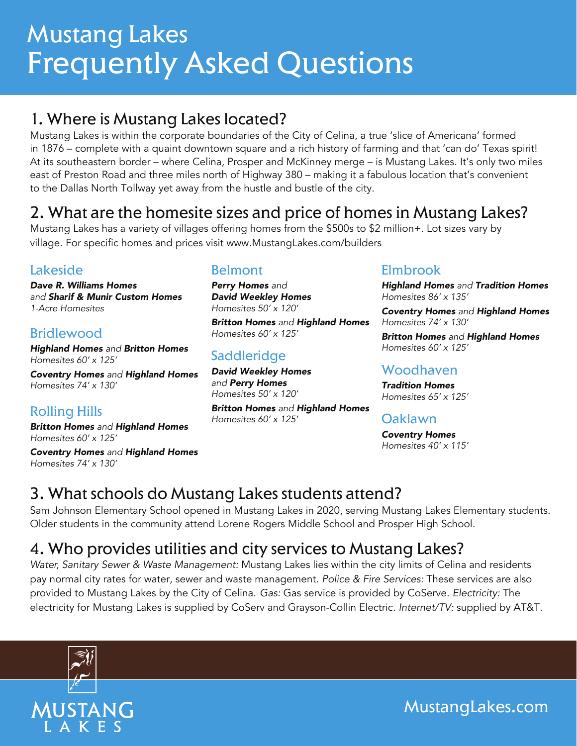# Mustang Lakes
# Frequently Asked Questions

## 1. Where is Mustang Lakes located?

Mustang Lakes is within the corporate boundaries of the City of Celina, a true 'slice of Americana' formed in 1876 – complete with a quaint downtown square and a rich history of farming and that 'can do' Texas spirit! At its southeastern border – where Celina, Prosper and McKinney merge – is Mustang Lakes. It's only two miles east of Preston Road and three miles north of Highway 380 – making it a fabulous location that's convenient to the Dallas North Tollway yet away from the hustle and bustle of the city.

## 2. What are the homesite sizes and price of homes in Mustang Lakes?

Mustang Lakes has a variety of villages offering homes from the $500s to $2 million+. Lot sizes vary by village. For specific homes and prices visit www.MustangLakes.com/builders

### Lakeside

***Dave R. Williams Homes*** *and* ***Sharif & Munir Custom Homes***
*1-Acre Homesites*

### Bridlewood

***Highland Homes*** *and* ***Britton Homes***
*Homesites 60′ x 125′*

***Coventry Homes*** *and* ***Highland Homes***
*Homesites 74′ x 130′*

### Rolling Hills

***Britton Homes*** *and* ***Highland Homes***
*Homesites 60′ x 125′*

***Coventry Homes*** *and* ***Highland Homes***
*Homesites 74′ x 130′*

### Belmont

***Perry Homes*** *and* ***David Weekley Homes***
*Homesites 50′ x 120′*

***Britton Homes*** *and* ***Highland Homes***
*Homesites 60′ x 125′*

### Saddleridge

***David Weekley Homes*** *and* ***Perry Homes***
*Homesites 50′ x 120′*

***Britton Homes*** *and* ***Highland Homes***
*Homesites 60′ x 125′*

### Elmbrook

***Highland Homes*** *and* ***Tradition Homes***
*Homesites 86′ x 135′*

***Coventry Homes*** *and* ***Highland Homes***
*Homesites 74′ x 130′*

***Britton Homes*** *and* ***Highland Homes***
*Homesites 60′ x 125′*

### Woodhaven

***Tradition Homes***
*Homesites 65′ x 125′*

### Oaklawn

***Coventry Homes***
*Homesites 40′ x 115′*

## 3. What schools do Mustang Lakes students attend?

Sam Johnson Elementary School opened in Mustang Lakes in 2020, serving Mustang Lakes Elementary students. Older students in the community attend Lorene Rogers Middle School and Prosper High School.

## 4. Who provides utilities and city services to Mustang Lakes?

*Water, Sanitary Sewer & Waste Management:* Mustang Lakes lies within the city limits of Celina and residents pay normal city rates for water, sewer and waste management. *Police & Fire Services:* These services are also provided to Mustang Lakes by the City of Celina. *Gas:* Gas service is provided by CoServe. *Electricity:* The electricity for Mustang Lakes is supplied by CoServ and Grayson-Collin Electric. *Internet/TV:* supplied by AT&T.

MUSTANG LAKES

MustangLakes.com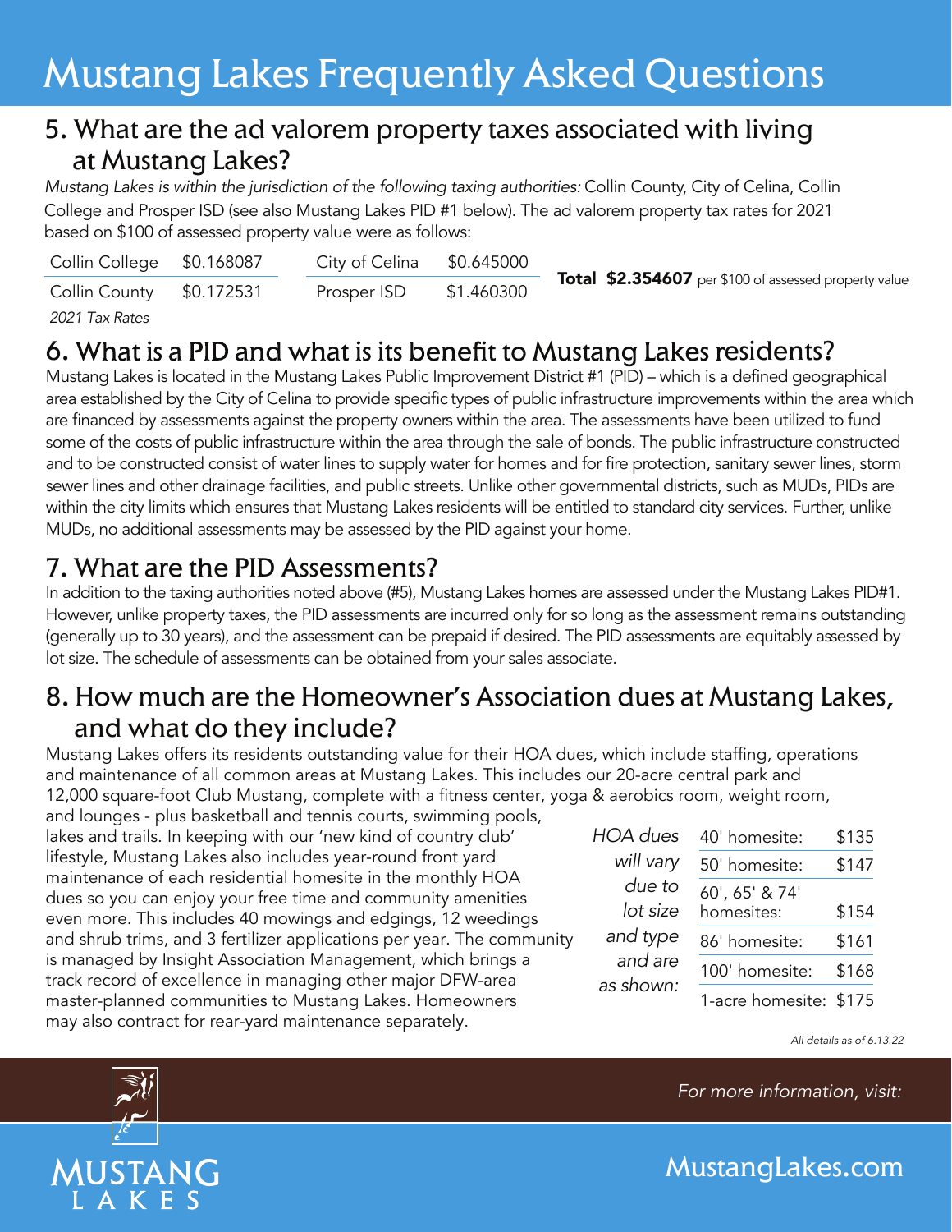# Mustang Lakes Frequently Asked Questions

## 5. What are the ad valorem property taxes associated with living at Mustang Lakes?

*Mustang Lakes is within the jurisdiction of the following taxing authorities:* Collin County, City of Celina, Collin College and Prosper ISD (see also Mustang Lakes PID #1 below). The ad valorem property tax rates for 2021 based on $100 of assessed property value were as follows:

| | | | |
|---|---|---|---|
| Collin College | $0.168087 | City of Celina | $0.645000 |
| Collin County | $0.172531 | Prosper ISD | $1.460300 |

*2021 Tax Rates*

**Total $2.354607** per $100 of assessed property value

## 6. What is a PID and what is its benefit to Mustang Lakes residents?

Mustang Lakes is located in the Mustang Lakes Public Improvement District #1 (PID) – which is a defined geographical area established by the City of Celina to provide specific types of public infrastructure improvements within the area which are financed by assessments against the property owners within the area. The assessments have been utilized to fund some of the costs of public infrastructure within the area through the sale of bonds. The public infrastructure constructed and to be constructed consist of water lines to supply water for homes and for fire protection, sanitary sewer lines, storm sewer lines and other drainage facilities, and public streets. Unlike other governmental districts, such as MUDs, PIDs are within the city limits which ensures that Mustang Lakes residents will be entitled to standard city services. Further, unlike MUDs, no additional assessments may be assessed by the PID against your home.

## 7. What are the PID Assessments?

In addition to the taxing authorities noted above (#5), Mustang Lakes homes are assessed under the Mustang Lakes PID#1. However, unlike property taxes, the PID assessments are incurred only for so long as the assessment remains outstanding (generally up to 30 years), and the assessment can be prepaid if desired. The PID assessments are equitably assessed by lot size. The schedule of assessments can be obtained from your sales associate.

## 8. How much are the Homeowner's Association dues at Mustang Lakes, and what do they include?

Mustang Lakes offers its residents outstanding value for their HOA dues, which include staffing, operations and maintenance of all common areas at Mustang Lakes. This includes our 20-acre central park and 12,000 square-foot Club Mustang, complete with a fitness center, yoga & aerobics room, weight room, and lounges - plus basketball and tennis courts, swimming pools, lakes and trails. In keeping with our 'new kind of country club' lifestyle, Mustang Lakes also includes year-round front yard maintenance of each residential homesite in the monthly HOA dues so you can enjoy your free time and community amenities even more. This includes 40 mowings and edgings, 12 weedings and shrub trims, and 3 fertilizer applications per year. The community is managed by Insight Association Management, which brings a track record of excellence in managing other major DFW-area master-planned communities to Mustang Lakes. Homeowners may also contract for rear-yard maintenance separately.

*HOA dues will vary due to lot size and type and are as shown:*

| | |
|---|---|
| 40' homesite: | $135 |
| 50' homesite: | $147 |
| 60', 65' & 74' homesites: | $154 |
| 86' homesite: | $161 |
| 100' homesite: | $168 |
| 1-acre homesite: | $175 |

*All details as of 6.13.22*

*For more information, visit:*

MUSTANG LAKES

MustangLakes.com